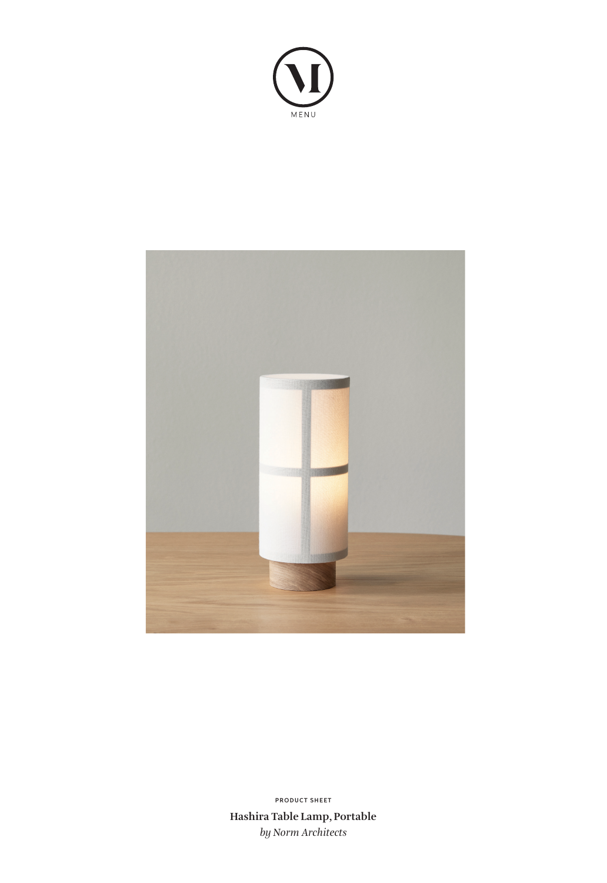MENU

PRODUCT SHEET

**Hashira Table Lamp, Portable**

*by Norm Architects*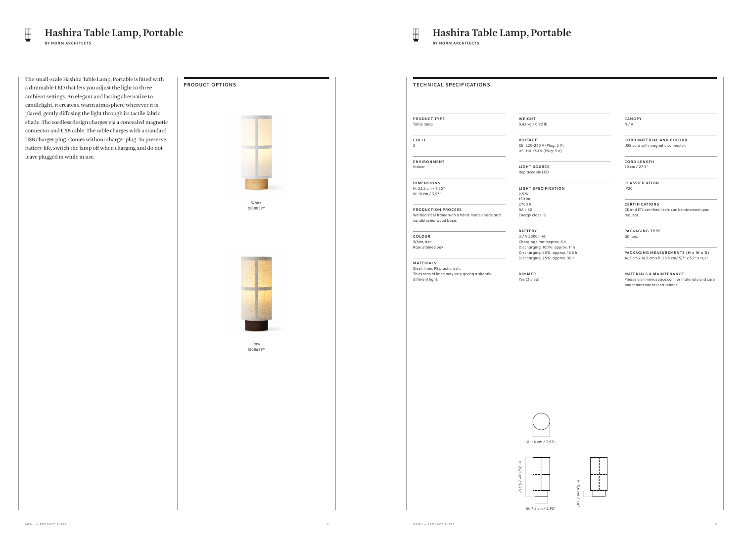# Hashira Table Lamp, Portable

BY NORM ARCHITECTS

The small-scale Hashira Table Lamp, Portable is fitted with a dimmable LED that lets you adjust the light to three ambient settings. An elegant and lasting alternative to candlelight, it creates a warm atmosphere wherever it is placed, gently diffusing the light through its tactile fabric shade. The cordless design charges via a concealed magnetic connector and USB cable. The cable charges with a standard USB charger plug. Comes without charger plug. To preserve battery life, switch the lamp off when charging and do not leave plugged in while in use.

## PRODUCT OPTIONS

White
1508059Y

Raw
1508699Y

# Hashira Table Lamp, Portable

BY NORM ARCHITECTS

## TECHNICAL SPECIFICATIONS

**PRODUCT TYPE**
Table lamp

**COLLI**
2

**ENVIRONMENT**
Indoor

**DIMENSIONS**
H: 23,5 cm / 9,25"
Ø: 10 cm / 3,93"

**PRODUCTION PROCESS**
Welded steel frame with a hand-made shade and sandblasted wood base.

**COLOUR**
White, ash
Raw, stained oak

**MATERIALS**
Steel, linen, PS plastic, ash.
Thickness of linen may vary giving a slightly different light.

**WEIGHT**
0,42 kg / 0,92 lb

**VOLTAGE**
CE: 220-230 V (Plug: 5 V)
US: 110-130 V (Plug: 5 V)

**LIGHT SOURCE**
Replaceable LED

**LIGHT SPECIFICATION**
2,5 W
150 lm
2700 K
RA > 80
Energy class: G

**BATTERY**
3.7 V 5000 mAh
Charging time: approx. 8 h
Discharging, 100%: approx. 11 h
Discharging, 50%: approx. 16,5 h
Discharging, 25%: approx. 30 h

**DIMMER**
Yes (3 step).

**CANOPY**
N / A

**CORD MATERIAL AND COLOUR**
USB cord with magnetic connector.

**CORD LENGTH**
70 cm / 27,5"

**CLASSIFICATION**
IP20

**CERTIFICATIONS**
CE and ETL certified, tests can be obtained upon request.

**PACKAGING TYPE**
Gift box

**PACKAGING MEASUREMENTS (H x W x D)**
14,5 cm x 14,5 cm x h. 28,5 cm/ 5,7" x 5,7" x 11,2"

**MATERIALS & MAINTENANCE**
Please visit menuspace.com for materials and care and maintenance instructions.

Ø: 10 cm / 3,93"

H: 23,5 cm / 9,25"

H: 3,6 cm / 1,4"

Ø: 7,5 cm / 2,95"